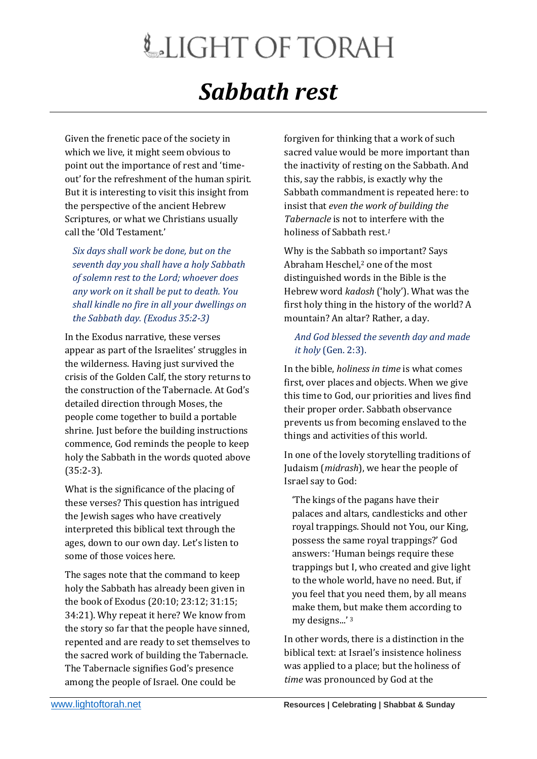# LIGHT OF TORAH

# *Sabbath rest*

Given the frenetic pace of the society in which we live, it might seem obvious to point out the importance of rest and 'time-out' for the refreshment of the human spirit. But it is interesting to visit this insight from the perspective of the ancient Hebrew Scriptures, or what we Christians usually call the 'Old Testament.'

> *Six days shall work be done, but on the seventh day you shall have a holy Sabbath of solemn rest to the Lord; whoever does any work on it shall be put to death. You shall kindle no fire in all your dwellings on the Sabbath day. (Exodus 35:2-3)*

In the Exodus narrative, these verses appear as part of the Israelites' struggles in the wilderness. Having just survived the crisis of the Golden Calf, the story returns to the construction of the Tabernacle. At God's detailed direction through Moses, the people come together to build a portable shrine. Just before the building instructions commence, God reminds the people to keep holy the Sabbath in the words quoted above (35:2-3).

What is the significance of the placing of these verses? This question has intrigued the Jewish sages who have creatively interpreted this biblical text through the ages, down to our own day. Let's listen to some of those voices here.

The sages note that the command to keep holy the Sabbath has already been given in the book of Exodus (20:10; 23:12; 31:15; 34:21). Why repeat it here? We know from the story so far that the people have sinned, repented and are ready to set themselves to the sacred work of building the Tabernacle. The Tabernacle signifies God's presence among the people of Israel. One could be forgiven for thinking that a work of such sacred value would be more important than the inactivity of resting on the Sabbath. And this, say the rabbis, is exactly why the Sabbath commandment is repeated here: to insist that *even the work of building the Tabernacle* is not to interfere with the holiness of Sabbath rest.[1]

Why is the Sabbath so important? Says Abraham Heschel,[2] one of the most distinguished words in the Bible is the Hebrew word *kadosh* ('holy'). What was the first holy thing in the history of the world? A mountain? An altar? Rather, a day.

> *And God blessed the seventh day and made it holy* (Gen. 2:3).

In the bible, *holiness in time* is what comes first, over places and objects. When we give this time to God, our priorities and lives find their proper order. Sabbath observance prevents us from becoming enslaved to the things and activities of this world.

In one of the lovely storytelling traditions of Judaism (*midrash*), we hear the people of Israel say to God:

> 'The kings of the pagans have their palaces and altars, candlesticks and other royal trappings. Should not You, our King, possess the same royal trappings?' God answers: 'Human beings require these trappings but I, who created and give light to the whole world, have no need. But, if you feel that you need them, by all means make them, but make them according to my designs...' [3]

In other words, there is a distinction in the biblical text: at Israel's insistence holiness was applied to a place; but the holiness of *time* was pronounced by God at the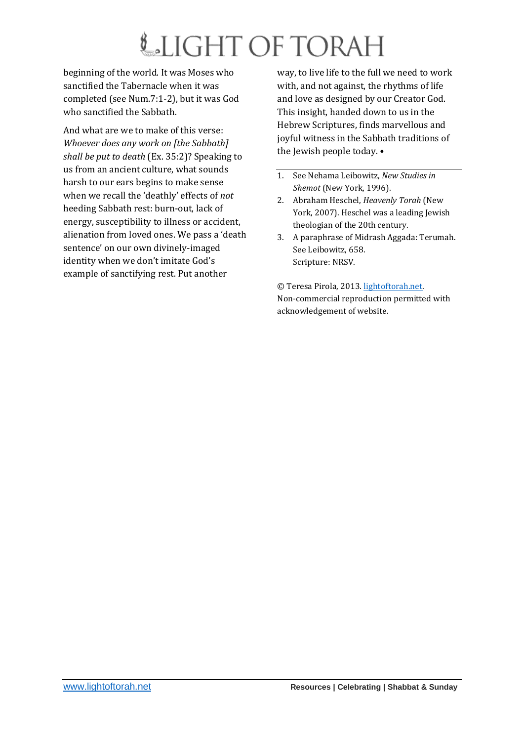beginning of the world. It was Moses who sanctified the Tabernacle when it was completed (see Num.7:1-2), but it was God who sanctified the Sabbath.

And what are we to make of this verse: *Whoever does any work on [the Sabbath] shall be put to death* (Ex. 35:2)? Speaking to us from an ancient culture, what sounds harsh to our ears begins to make sense when we recall the 'deathly' effects of *not* heeding Sabbath rest: burn-out, lack of energy, susceptibility to illness or accident, alienation from loved ones. We pass a 'death sentence' on our own divinely-imaged identity when we don't imitate God's example of sanctifying rest. Put another way, to live life to the full we need to work with, and not against, the rhythms of life and love as designed by our Creator God. This insight, handed down to us in the Hebrew Scriptures, finds marvellous and joyful witness in the Sabbath traditions of the Jewish people today. •

---

1. See Nehama Leibowitz, *New Studies in Shemot* (New York, 1996).
2. Abraham Heschel, *Heavenly Torah* (New York, 2007). Heschel was a leading Jewish theologian of the 20th century.
3. A paraphrase of Midrash Aggada: Terumah. See Leibowitz, 658.
   Scripture: NRSV.

© Teresa Pirola, 2013. lightoftorah.net.
Non-commercial reproduction permitted with acknowledgement of website.